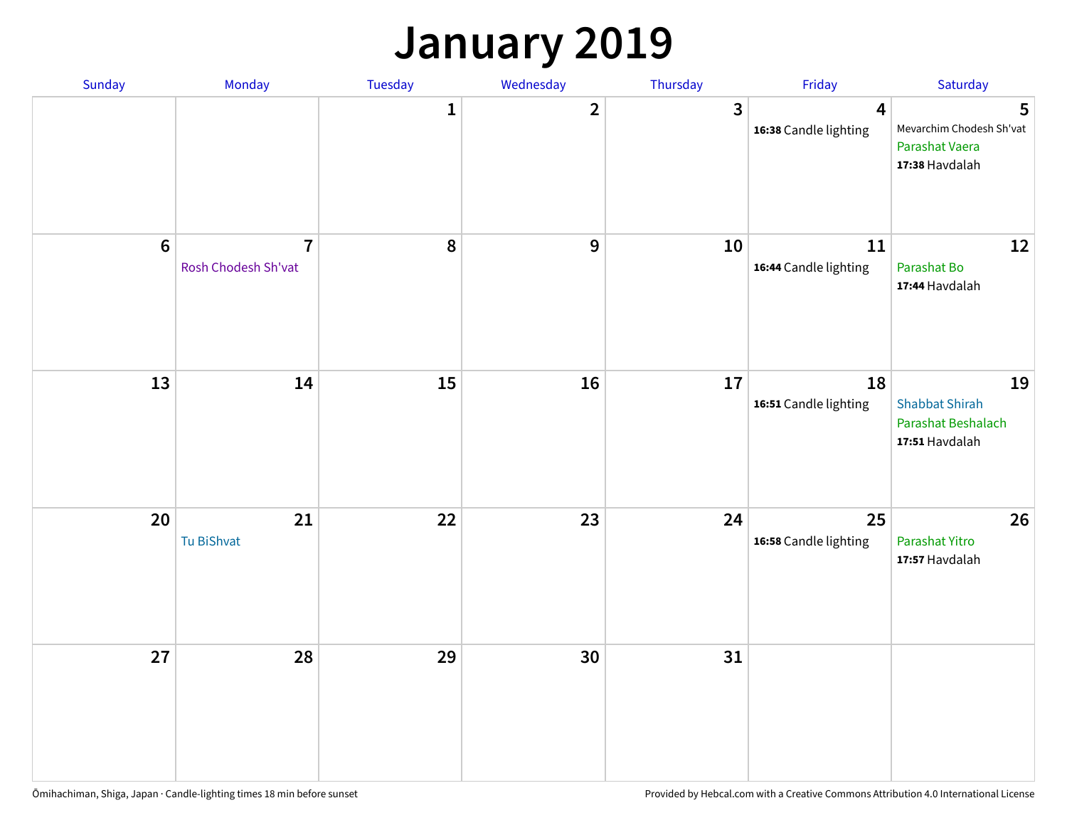# January 2019

| Sunday | Monday | Tuesday | Wednesday | Thursday | Friday | Saturday |
| --- | --- | --- | --- | --- | --- | --- |
| | | 1 | 2 | 3 | 4<br>**16:38** Candle lighting | 5<br>Mevarchim Chodesh Sh'vat<br>Parashat Vaera<br>**17:38** Havdalah |
| 6 | 7<br>Rosh Chodesh Sh'vat | 8 | 9 | 10 | 11<br>**16:44** Candle lighting | 12<br>Parashat Bo<br>**17:44** Havdalah |
| 13 | 14 | 15 | 16 | 17 | 18<br>**16:51** Candle lighting | 19<br>Shabbat Shirah<br>Parashat Beshalach<br>**17:51** Havdalah |
| 20 | 21<br>Tu BiShvat | 22 | 23 | 24 | 25<br>**16:58** Candle lighting | 26<br>Parashat Yitro<br>**17:57** Havdalah |
| 27 | 28 | 29 | 30 | 31 | | |

Ōmihachiman, Shiga, Japan · Candle-lighting times 18 min before sunset

Provided by Hebcal.com with a Creative Commons Attribution 4.0 International License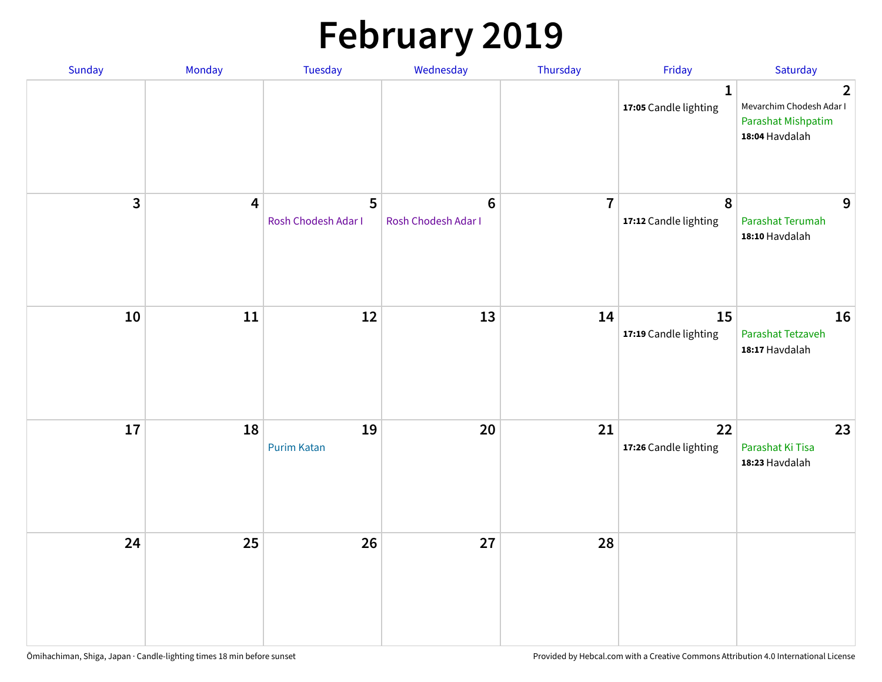# February 2019

| Sunday | Monday | Tuesday | Wednesday | Thursday | Friday | Saturday |
|---|---|---|---|---|---|---|
| | | | | | 1<br>**17:05** Candle lighting | 2<br>Mevarchim Chodesh Adar I<br>Parashat Mishpatim<br>**18:04** Havdalah |
| 3 | 4 | 5<br>Rosh Chodesh Adar I | 6<br>Rosh Chodesh Adar I | 7 | 8<br>**17:12** Candle lighting | 9<br>Parashat Terumah<br>**18:10** Havdalah |
| 10 | 11 | 12 | 13 | 14 | 15<br>**17:19** Candle lighting | 16<br>Parashat Tetzaveh<br>**18:17** Havdalah |
| 17 | 18 | 19<br>Purim Katan | 20 | 21 | 22<br>**17:26** Candle lighting | 23<br>Parashat Ki Tisa<br>**18:23** Havdalah |
| 24 | 25 | 26 | 27 | 28 | | |

Ōmihachiman, Shiga, Japan · Candle-lighting times 18 min before sunset

Provided by Hebcal.com with a Creative Commons Attribution 4.0 International License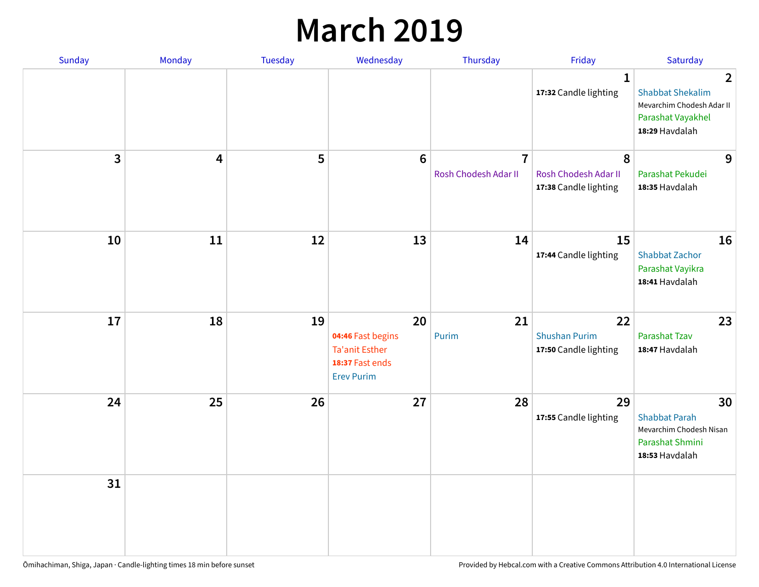# March 2019

| Sunday | Monday | Tuesday | Wednesday | Thursday | Friday | Saturday |
|---|---|---|---|---|---|---|
| | | | | | 1<br>**17:32** Candle lighting | 2<br>Shabbat Shekalim<br>Mevarchim Chodesh Adar II<br>Parashat Vayakhel<br>**18:29** Havdalah |
| 3 | 4 | 5 | 6 | 7<br>Rosh Chodesh Adar II | 8<br>Rosh Chodesh Adar II<br>**17:38** Candle lighting | 9<br>Parashat Pekudei<br>**18:35** Havdalah |
| 10 | 11 | 12 | 13 | 14 | 15<br>**17:44** Candle lighting | 16<br>Shabbat Zachor<br>Parashat Vayikra<br>**18:41** Havdalah |
| 17 | 18 | 19 | 20<br>**04:46** Fast begins<br>Ta'anit Esther<br>**18:37** Fast ends<br>Erev Purim | 21<br>Purim | 22<br>Shushan Purim<br>**17:50** Candle lighting | 23<br>Parashat Tzav<br>**18:47** Havdalah |
| 24 | 25 | 26 | 27 | 28 | 29<br>**17:55** Candle lighting | 30<br>Shabbat Parah<br>Mevarchim Chodesh Nisan<br>Parashat Shmini<br>**18:53** Havdalah |
| 31 | | | | | | |

Ōmihachiman, Shiga, Japan · Candle-lighting times 18 min before sunset

Provided by Hebcal.com with a Creative Commons Attribution 4.0 International License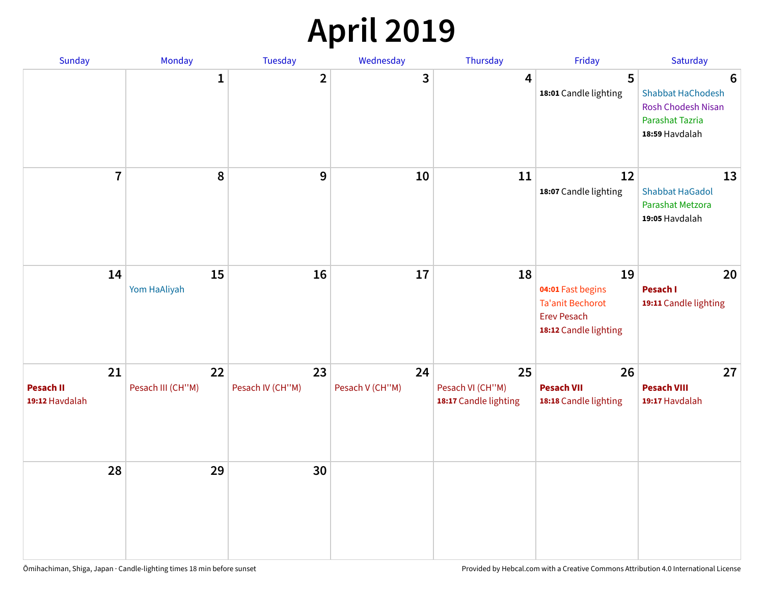# April 2019

| Sunday | Monday | Tuesday | Wednesday | Thursday | Friday | Saturday |
|---|---|---|---|---|---|---|
| | 1 | 2 | 3 | 4 | 5<br>**18:01** Candle lighting | 6<br>Shabbat HaChodesh<br>Rosh Chodesh Nisan<br>Parashat Tazria<br>**18:59** Havdalah |
| 7 | 8 | 9 | 10 | 11 | 12<br>**18:07** Candle lighting | 13<br>Shabbat HaGadol<br>Parashat Metzora<br>**19:05** Havdalah |
| 14 | 15<br>Yom HaAliyah | 16 | 17 | 18 | 19<br>**04:01** Fast begins<br>Ta'anit Bechorot<br>Erev Pesach<br>**18:12** Candle lighting | 20<br>**Pesach I**<br>**19:11** Candle lighting |
| 21<br>**Pesach II**<br>**19:12** Havdalah | 22<br>Pesach III (CH''M) | 23<br>Pesach IV (CH''M) | 24<br>Pesach V (CH''M) | 25<br>Pesach VI (CH''M)<br>**18:17** Candle lighting | 26<br>**Pesach VII**<br>**18:18** Candle lighting | 27<br>**Pesach VIII**<br>**19:17** Havdalah |
| 28 | 29 | 30 | | | | |

Ōmihachiman, Shiga, Japan · Candle-lighting times 18 min before sunset

Provided by Hebcal.com with a Creative Commons Attribution 4.0 International License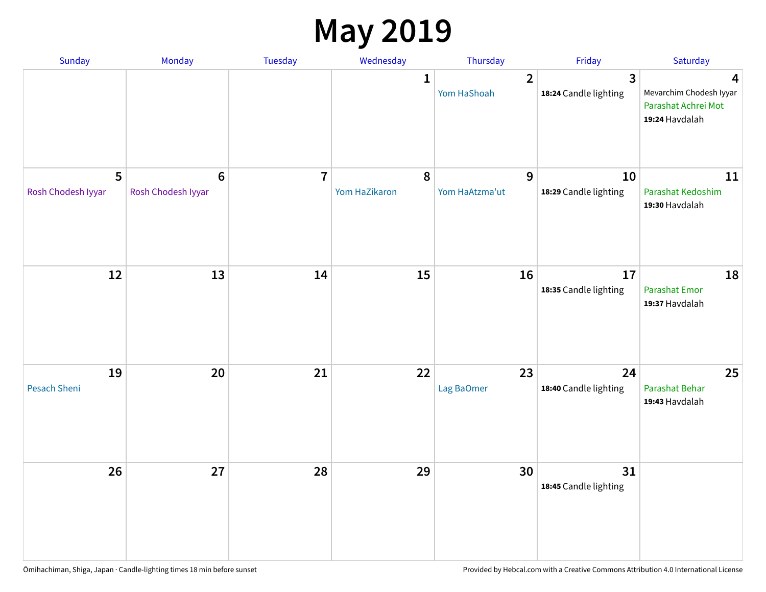# May 2019

| Sunday | Monday | Tuesday | Wednesday | Thursday | Friday | Saturday |
| --- | --- | --- | --- | --- | --- | --- |
| | | | 1 | 2<br>Yom HaShoah | 3<br>**18:24** Candle lighting | 4<br>Mevarchim Chodesh Iyyar<br>Parashat Achrei Mot<br>**19:24** Havdalah |
| 5<br>Rosh Chodesh Iyyar | 6<br>Rosh Chodesh Iyyar | 7 | 8<br>Yom HaZikaron | 9<br>Yom HaAtzma'ut | 10<br>**18:29** Candle lighting | 11<br>Parashat Kedoshim<br>**19:30** Havdalah |
| 12 | 13 | 14 | 15 | 16 | 17<br>**18:35** Candle lighting | 18<br>Parashat Emor<br>**19:37** Havdalah |
| 19<br>Pesach Sheni | 20 | 21 | 22 | 23<br>Lag BaOmer | 24<br>**18:40** Candle lighting | 25<br>Parashat Behar<br>**19:43** Havdalah |
| 26 | 27 | 28 | 29 | 30 | 31<br>**18:45** Candle lighting | |

Ōmihachiman, Shiga, Japan · Candle-lighting times 18 min before sunset

Provided by Hebcal.com with a Creative Commons Attribution 4.0 International License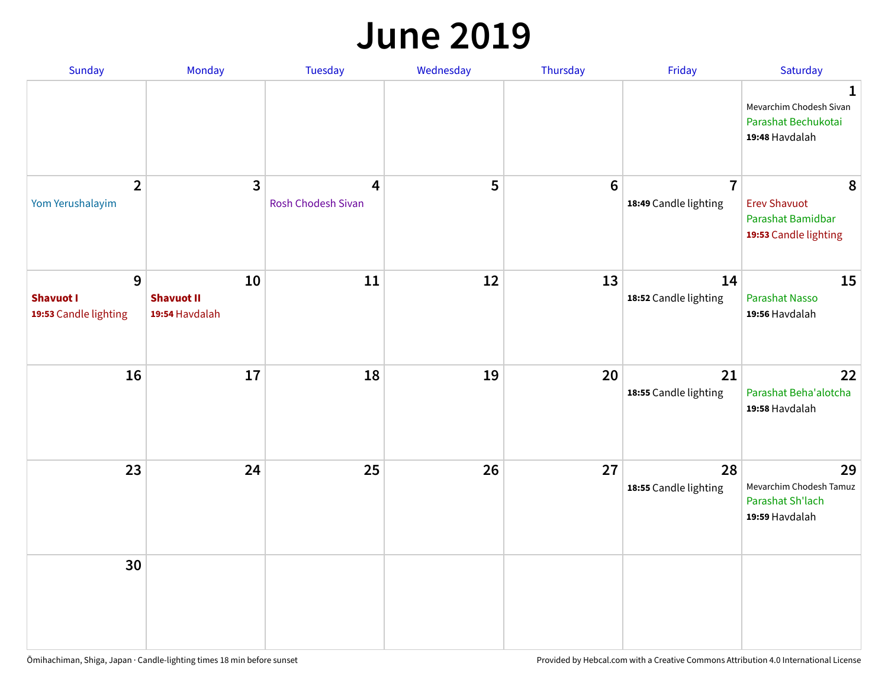# June 2019

| Sunday | Monday | Tuesday | Wednesday | Thursday | Friday | Saturday |
|---|---|---|---|---|---|---|
| | | | | | | **1** Mevarchim Chodesh Sivan Parashat Bechukotai **19:48** Havdalah |
| **2** Yom Yerushalayim | **3** | **4** Rosh Chodesh Sivan | **5** | **6** | **7** **18:49** Candle lighting | **8** Erev Shavuot Parashat Bamidbar **19:53** Candle lighting |
| **9** **Shavuot I** **19:53** Candle lighting | **10** **Shavuot II** **19:54** Havdalah | **11** | **12** | **13** | **14** **18:52** Candle lighting | **15** Parashat Nasso **19:56** Havdalah |
| **16** | **17** | **18** | **19** | **20** | **21** **18:55** Candle lighting | **22** Parashat Beha'alotcha **19:58** Havdalah |
| **23** | **24** | **25** | **26** | **27** | **28** **18:55** Candle lighting | **29** Mevarchim Chodesh Tamuz Parashat Sh'lach **19:59** Havdalah |
| **30** | | | | | | |

Ōmihachiman, Shiga, Japan · Candle-lighting times 18 min before sunset

Provided by Hebcal.com with a Creative Commons Attribution 4.0 International License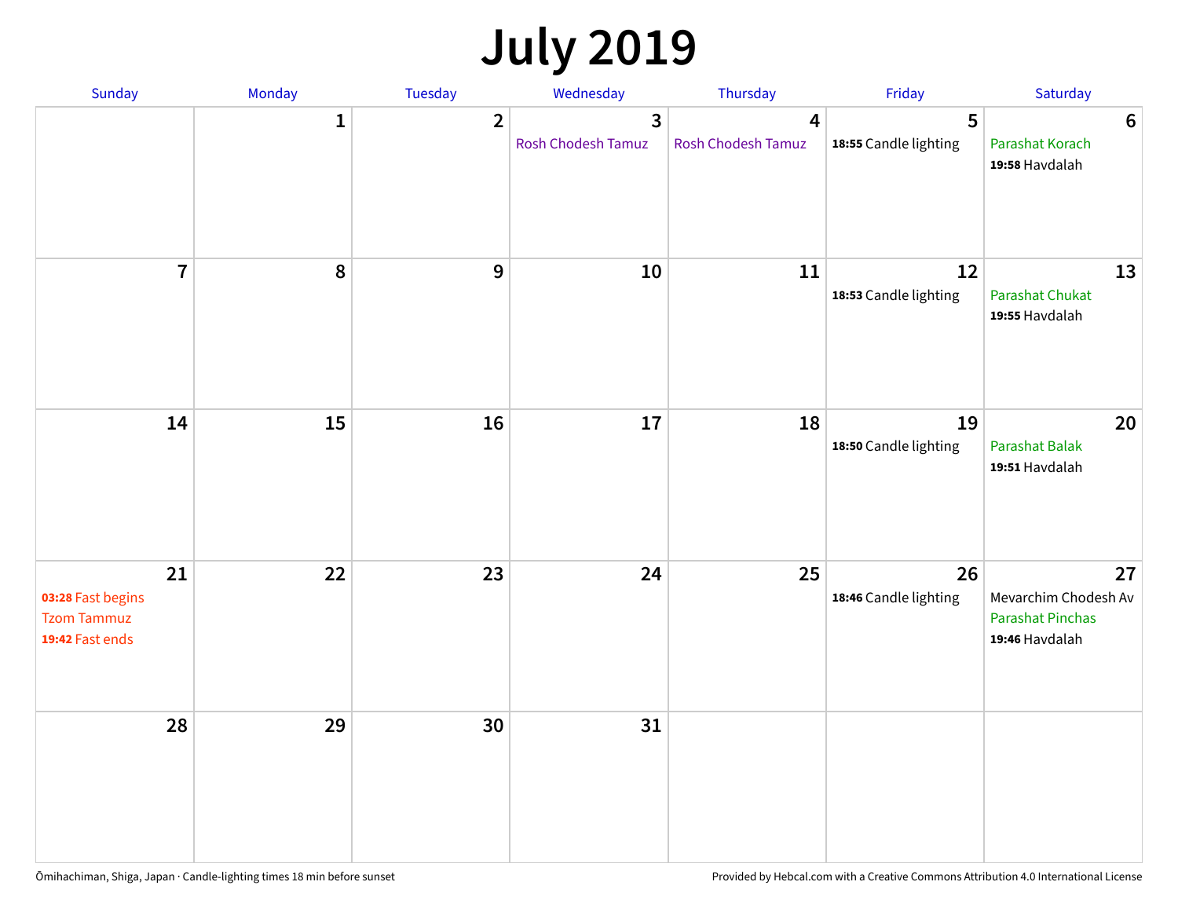# July 2019

| Sunday | Monday | Tuesday | Wednesday | Thursday | Friday | Saturday |
|---|---|---|---|---|---|---|
| | 1 | 2 | 3<br>Rosh Chodesh Tamuz | 4<br>Rosh Chodesh Tamuz | 5<br>**18:55** Candle lighting | 6<br>Parashat Korach<br>**19:58** Havdalah |
| 7 | 8 | 9 | 10 | 11 | 12<br>**18:53** Candle lighting | 13<br>Parashat Chukat<br>**19:55** Havdalah |
| 14 | 15 | 16 | 17 | 18 | 19<br>**18:50** Candle lighting | 20<br>Parashat Balak<br>**19:51** Havdalah |
| 21<br>**03:28** Fast begins<br>Tzom Tammuz<br>**19:42** Fast ends | 22 | 23 | 24 | 25 | 26<br>**18:46** Candle lighting | 27<br>Mevarchim Chodesh Av<br>Parashat Pinchas<br>**19:46** Havdalah |
| 28 | 29 | 30 | 31 | | | |

Ōmihachiman, Shiga, Japan · Candle-lighting times 18 min before sunset

Provided by Hebcal.com with a Creative Commons Attribution 4.0 International License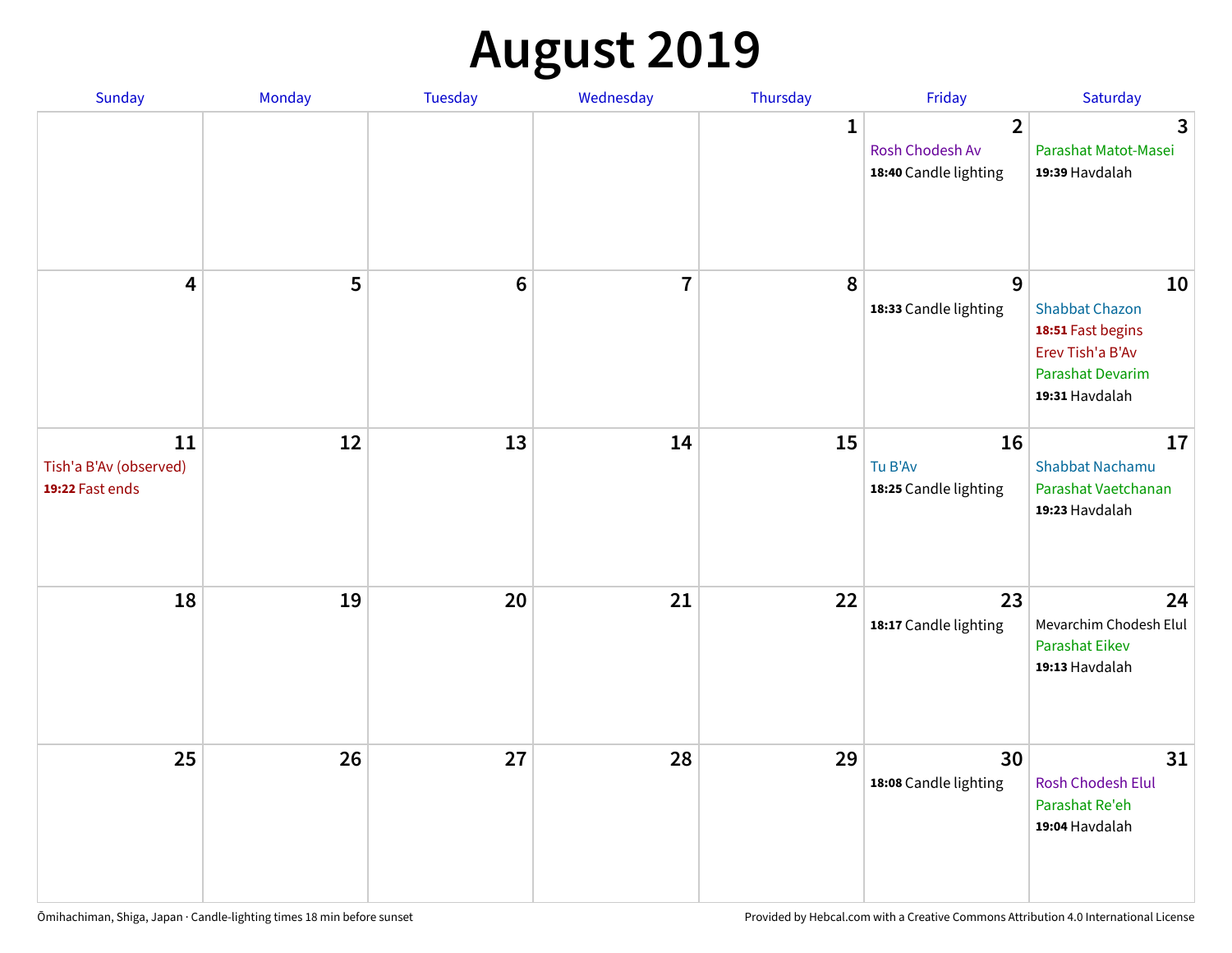# August 2019

| Sunday | Monday | Tuesday | Wednesday | Thursday | Friday | Saturday |
|---|---|---|---|---|---|---|
| | | | | 1 | 2<br>Rosh Chodesh Av<br>**18:40** Candle lighting | 3<br>Parashat Matot-Masei<br>**19:39** Havdalah |
| 4 | 5 | 6 | 7 | 8 | 9<br>**18:33** Candle lighting | 10<br>Shabbat Chazon<br>**18:51** Fast begins<br>Erev Tish'a B'Av<br>Parashat Devarim<br>**19:31** Havdalah |
| 11<br>Tish'a B'Av (observed)<br>**19:22** Fast ends | 12 | 13 | 14 | 15 | 16<br>Tu B'Av<br>**18:25** Candle lighting | 17<br>Shabbat Nachamu<br>Parashat Vaetchanan<br>**19:23** Havdalah |
| 18 | 19 | 20 | 21 | 22 | 23<br>**18:17** Candle lighting | 24<br>Mevarchim Chodesh Elul<br>Parashat Eikev<br>**19:13** Havdalah |
| 25 | 26 | 27 | 28 | 29 | 30<br>**18:08** Candle lighting | 31<br>Rosh Chodesh Elul<br>Parashat Re'eh<br>**19:04** Havdalah |

Ōmihachiman, Shiga, Japan · Candle-lighting times 18 min before sunset

Provided by Hebcal.com with a Creative Commons Attribution 4.0 International License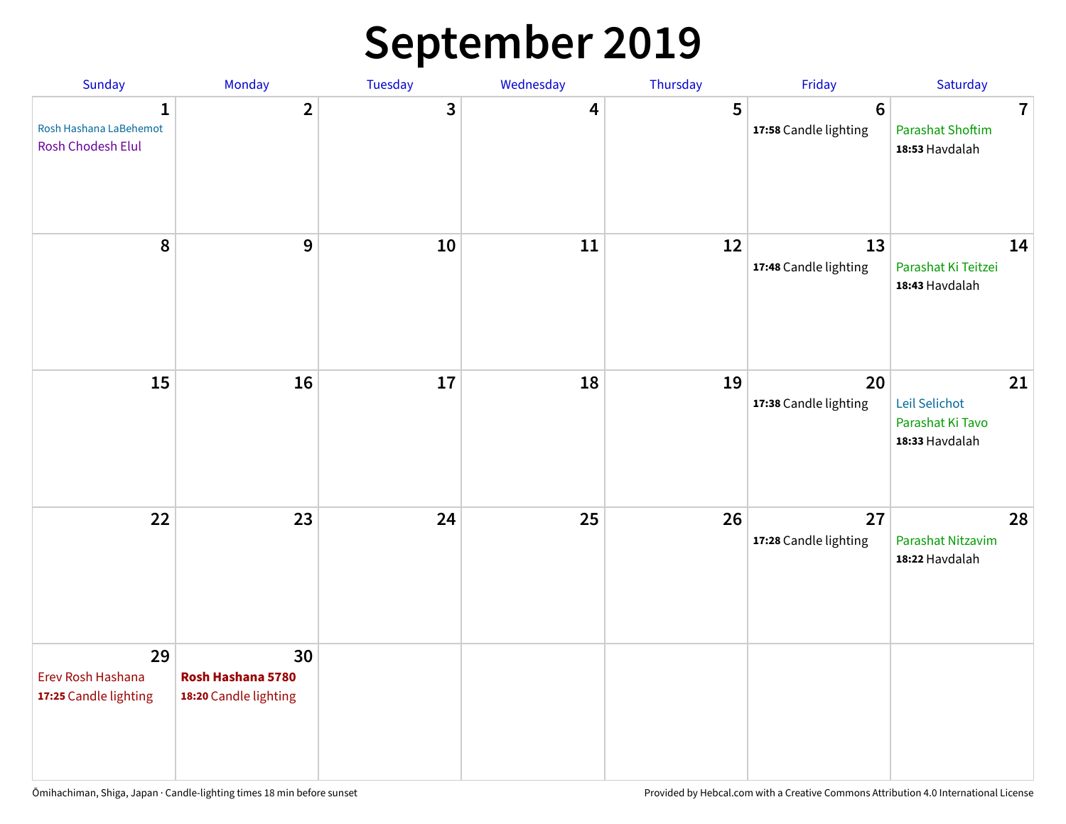# September 2019

| Sunday | Monday | Tuesday | Wednesday | Thursday | Friday | Saturday |
|---|---|---|---|---|---|---|
| 1<br>Rosh Hashana LaBehemot<br>Rosh Chodesh Elul | 2 | 3 | 4 | 5 | 6<br>**17:58** Candle lighting | 7<br>Parashat Shoftim<br>**18:53** Havdalah |
| 8 | 9 | 10 | 11 | 12 | 13<br>**17:48** Candle lighting | 14<br>Parashat Ki Teitzei<br>**18:43** Havdalah |
| 15 | 16 | 17 | 18 | 19 | 20<br>**17:38** Candle lighting | 21<br>Leil Selichot<br>Parashat Ki Tavo<br>**18:33** Havdalah |
| 22 | 23 | 24 | 25 | 26 | 27<br>**17:28** Candle lighting | 28<br>Parashat Nitzavim<br>**18:22** Havdalah |
| 29<br>Erev Rosh Hashana<br>**17:25** Candle lighting | 30<br>**Rosh Hashana 5780**<br>**18:20** Candle lighting | | | | | |

Ōmihachiman, Shiga, Japan · Candle-lighting times 18 min before sunset

Provided by Hebcal.com with a Creative Commons Attribution 4.0 International License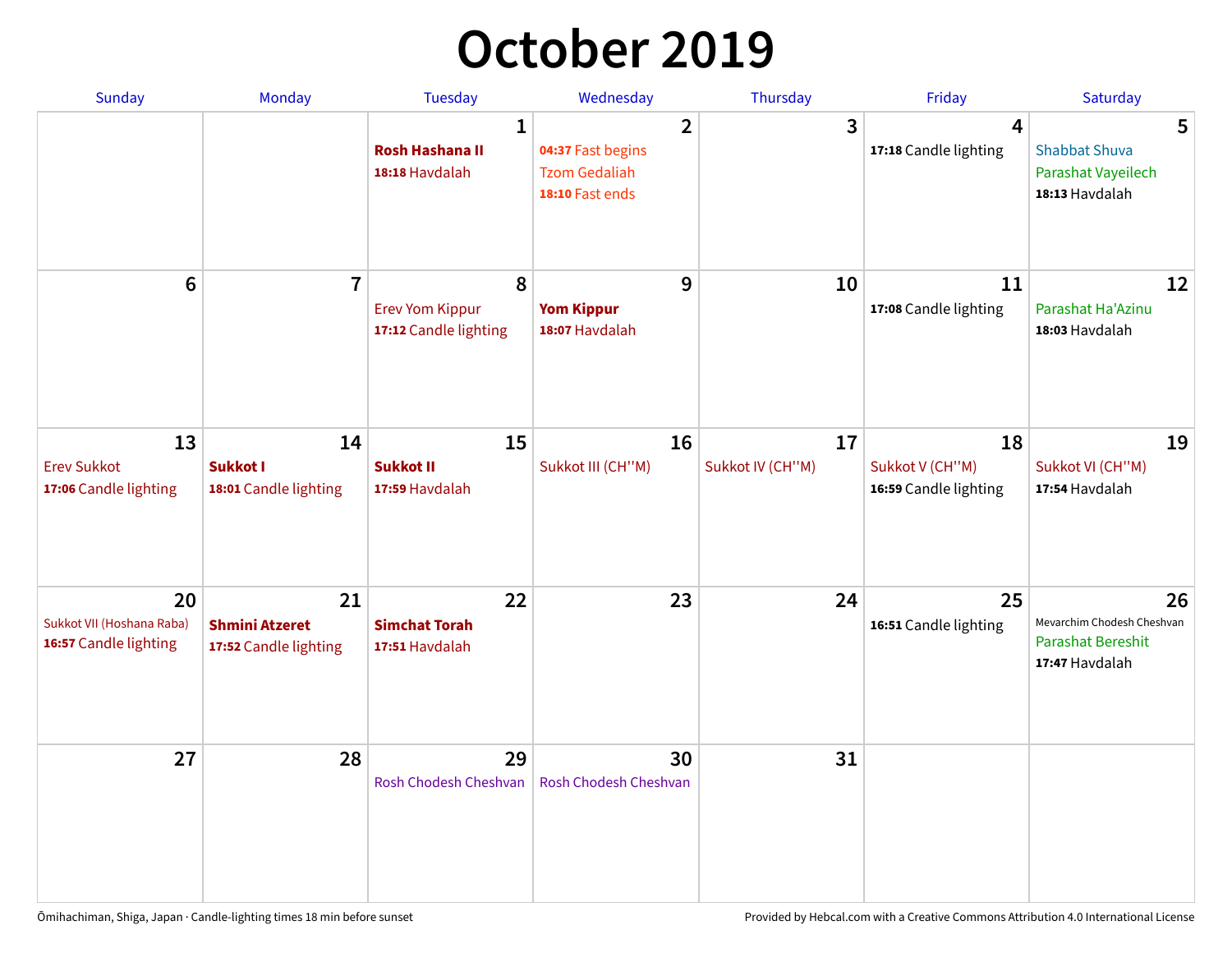# October 2019

| Sunday | Monday | Tuesday | Wednesday | Thursday | Friday | Saturday |
|---|---|---|---|---|---|---|
| | | **1**<br>**Rosh Hashana II**<br>**18:18** Havdalah | **2**<br>**04:37** Fast begins<br>Tzom Gedaliah<br>**18:10** Fast ends | **3** | **4**<br>**17:18** Candle lighting | **5**<br>Shabbat Shuva<br>Parashat Vayeilech<br>**18:13** Havdalah |
| **6** | **7** | **8**<br>Erev Yom Kippur<br>**17:12** Candle lighting | **9**<br>**Yom Kippur**<br>**18:07** Havdalah | **10** | **11**<br>**17:08** Candle lighting | **12**<br>Parashat Ha'Azinu<br>**18:03** Havdalah |
| **13**<br>Erev Sukkot<br>**17:06** Candle lighting | **14**<br>**Sukkot I**<br>**18:01** Candle lighting | **15**<br>**Sukkot II**<br>**17:59** Havdalah | **16**<br>Sukkot III (CH''M) | **17**<br>Sukkot IV (CH''M) | **18**<br>Sukkot V (CH''M)<br>**16:59** Candle lighting | **19**<br>Sukkot VI (CH''M)<br>**17:54** Havdalah |
| **20**<br>Sukkot VII (Hoshana Raba)<br>**16:57** Candle lighting | **21**<br>**Shmini Atzeret**<br>**17:52** Candle lighting | **22**<br>**Simchat Torah**<br>**17:51** Havdalah | **23** | **24** | **25**<br>**16:51** Candle lighting | **26**<br>Mevarchim Chodesh Cheshvan<br>Parashat Bereshit<br>**17:47** Havdalah |
| **27** | **28** | **29**<br>Rosh Chodesh Cheshvan | **30**<br>Rosh Chodesh Cheshvan | **31** | | |

Ōmihachiman, Shiga, Japan · Candle-lighting times 18 min before sunset

Provided by Hebcal.com with a Creative Commons Attribution 4.0 International License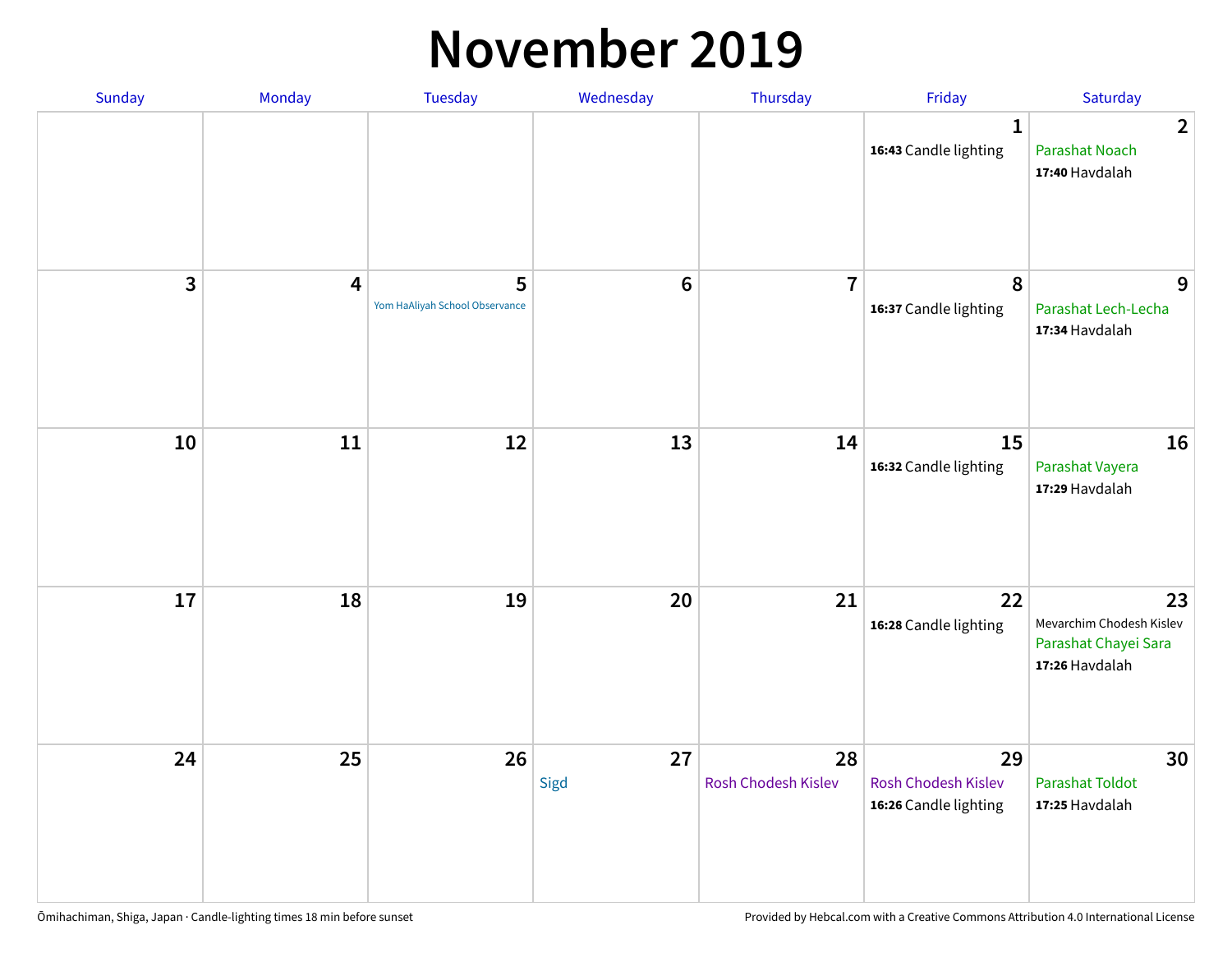# November 2019

| Sunday | Monday | Tuesday | Wednesday | Thursday | Friday | Saturday |
|---|---|---|---|---|---|---|
| | | | | | 1<br>**16:43** Candle lighting | 2<br>Parashat Noach<br>**17:40** Havdalah |
| 3 | 4 | 5<br>Yom HaAliyah School Observance | 6 | 7 | 8<br>**16:37** Candle lighting | 9<br>Parashat Lech-Lecha<br>**17:34** Havdalah |
| 10 | 11 | 12 | 13 | 14 | 15<br>**16:32** Candle lighting | 16<br>Parashat Vayera<br>**17:29** Havdalah |
| 17 | 18 | 19 | 20 | 21 | 22<br>**16:28** Candle lighting | 23<br>Mevarchim Chodesh Kislev<br>Parashat Chayei Sara<br>**17:26** Havdalah |
| 24 | 25 | 26 | 27<br>Sigd | 28<br>Rosh Chodesh Kislev | 29<br>Rosh Chodesh Kislev<br>**16:26** Candle lighting | 30<br>Parashat Toldot<br>**17:25** Havdalah |

Ōmihachiman, Shiga, Japan · Candle-lighting times 18 min before sunset

Provided by Hebcal.com with a Creative Commons Attribution 4.0 International License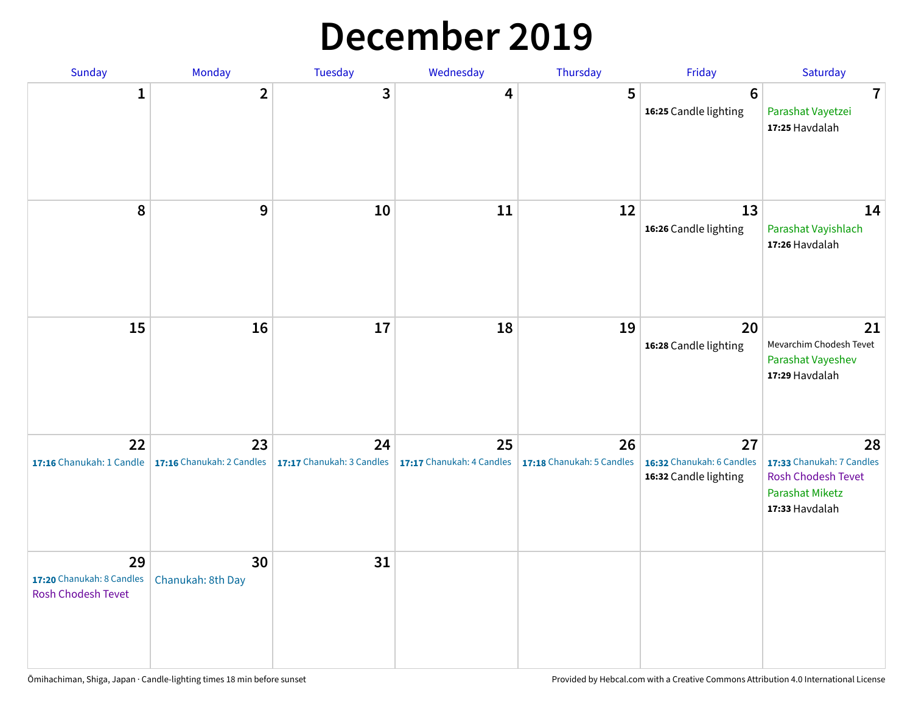# December 2019

| Sunday | Monday | Tuesday | Wednesday | Thursday | Friday | Saturday |
|---|---|---|---|---|---|---|
| 1 | 2 | 3 | 4 | 5 | 6<br>**16:25** Candle lighting | 7<br>Parashat Vayetzei<br>**17:25** Havdalah |
| 8 | 9 | 10 | 11 | 12 | 13<br>**16:26** Candle lighting | 14<br>Parashat Vayishlach<br>**17:26** Havdalah |
| 15 | 16 | 17 | 18 | 19 | 20<br>**16:28** Candle lighting | 21<br>Mevarchim Chodesh Tevet<br>Parashat Vayeshev<br>**17:29** Havdalah |
| 22<br>**17:16** Chanukah: 1 Candle | 23<br>**17:16** Chanukah: 2 Candles | 24<br>**17:17** Chanukah: 3 Candles | 25<br>**17:17** Chanukah: 4 Candles | 26<br>**17:18** Chanukah: 5 Candles | 27<br>**16:32** Chanukah: 6 Candles<br>**16:32** Candle lighting | 28<br>**17:33** Chanukah: 7 Candles<br>Rosh Chodesh Tevet<br>Parashat Miketz<br>**17:33** Havdalah |
| 29<br>**17:20** Chanukah: 8 Candles<br>Rosh Chodesh Tevet | 30<br>Chanukah: 8th Day | 31 | | | | |

Ōmihachiman, Shiga, Japan · Candle-lighting times 18 min before sunset

Provided by Hebcal.com with a Creative Commons Attribution 4.0 International License